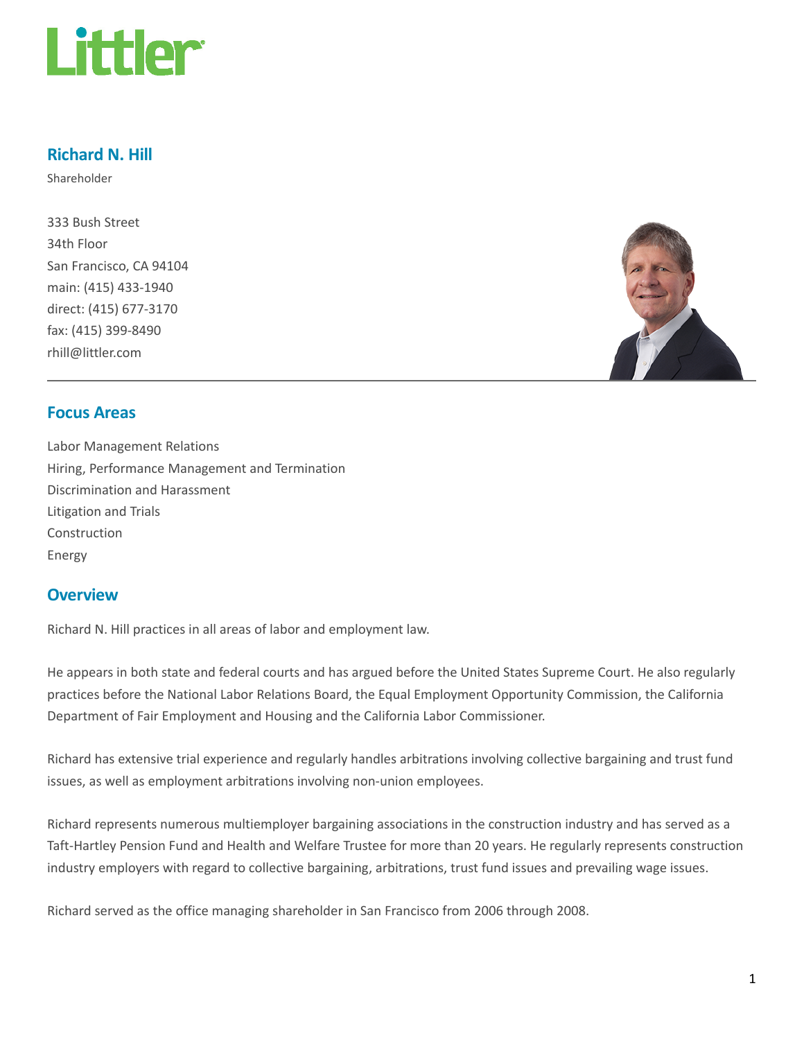# Richard N. Hill

Shareholder

333 Bush Street
34th Floor
San Francisco, CA 94104
main: (415) 433-1940
direct: (415) 677-3170
fax: (415) 399-8490
rhill@littler.com

## Focus Areas

Labor Management Relations
Hiring, Performance Management and Termination
Discrimination and Harassment
Litigation and Trials
Construction
Energy

## Overview

Richard N. Hill practices in all areas of labor and employment law.

He appears in both state and federal courts and has argued before the United States Supreme Court. He also regularly practices before the National Labor Relations Board, the Equal Employment Opportunity Commission, the California Department of Fair Employment and Housing and the California Labor Commissioner.

Richard has extensive trial experience and regularly handles arbitrations involving collective bargaining and trust fund issues, as well as employment arbitrations involving non-union employees.

Richard represents numerous multiemployer bargaining associations in the construction industry and has served as a Taft-Hartley Pension Fund and Health and Welfare Trustee for more than 20 years. He regularly represents construction industry employers with regard to collective bargaining, arbitrations, trust fund issues and prevailing wage issues.

Richard served as the office managing shareholder in San Francisco from 2006 through 2008.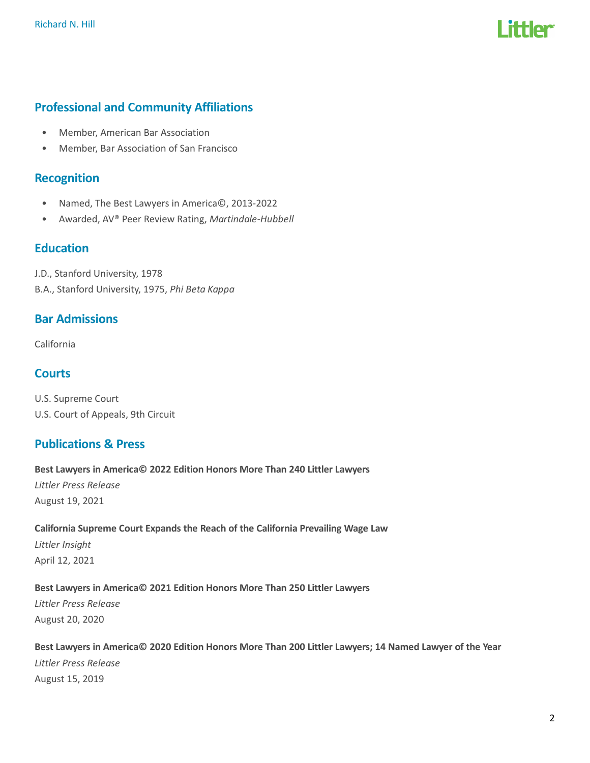## Professional and Community Affiliations

- Member, American Bar Association
- Member, Bar Association of San Francisco

## Recognition

- Named, The Best Lawyers in America©, 2013-2022
- Awarded, AV® Peer Review Rating, *Martindale-Hubbell*

## Education

J.D., Stanford University, 1978
B.A., Stanford University, 1975, *Phi Beta Kappa*

## Bar Admissions

California

## Courts

U.S. Supreme Court
U.S. Court of Appeals, 9th Circuit

## Publications & Press

**Best Lawyers in America© 2022 Edition Honors More Than 240 Littler Lawyers**
*Littler Press Release*
August 19, 2021

**California Supreme Court Expands the Reach of the California Prevailing Wage Law**
*Littler Insight*
April 12, 2021

**Best Lawyers in America© 2021 Edition Honors More Than 250 Littler Lawyers**
*Littler Press Release*
August 20, 2020

**Best Lawyers in America© 2020 Edition Honors More Than 200 Littler Lawyers; 14 Named Lawyer of the Year**
*Littler Press Release*
August 15, 2019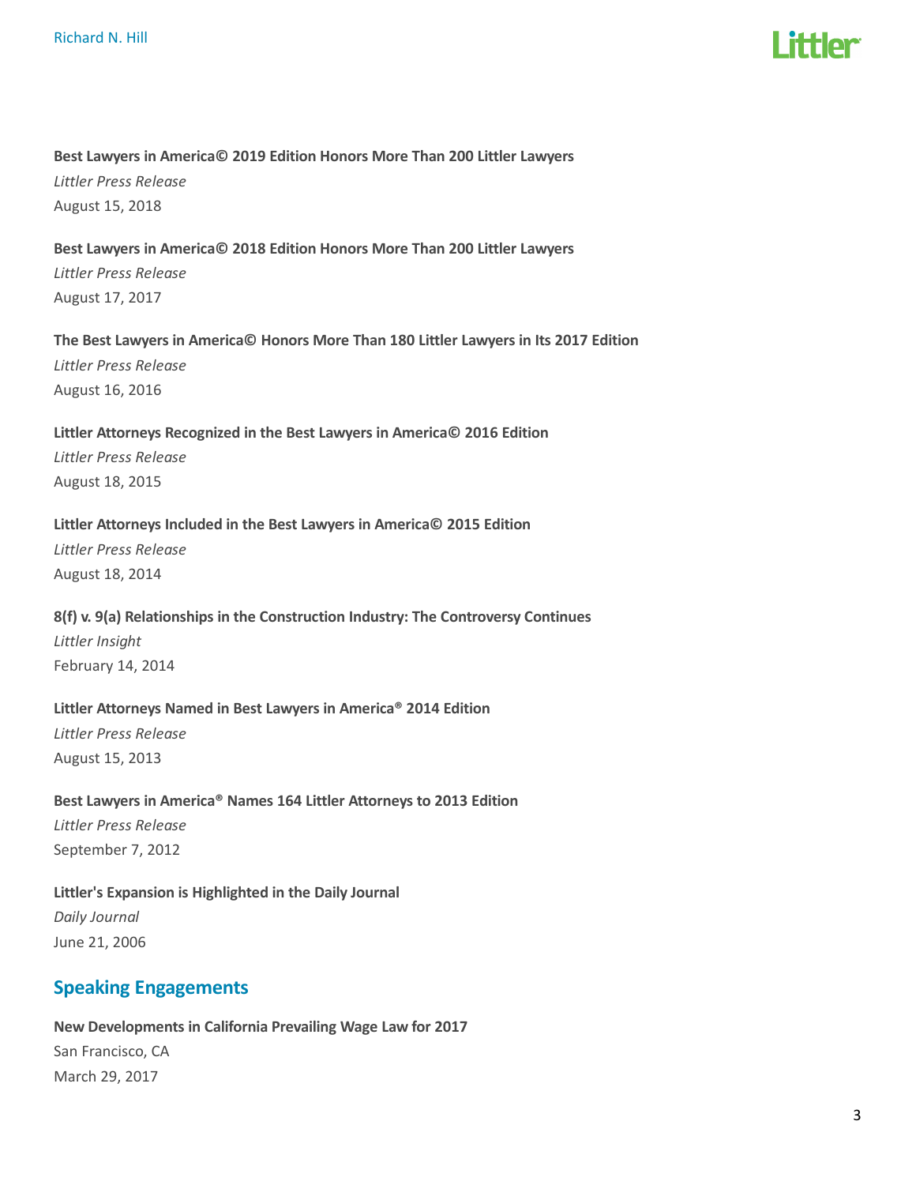**Best Lawyers in America© 2019 Edition Honors More Than 200 Littler Lawyers**

*Littler Press Release*

August 15, 2018

**Best Lawyers in America© 2018 Edition Honors More Than 200 Littler Lawyers**

*Littler Press Release*

August 17, 2017

**The Best Lawyers in America© Honors More Than 180 Littler Lawyers in Its 2017 Edition**

*Littler Press Release*

August 16, 2016

**Littler Attorneys Recognized in the Best Lawyers in America© 2016 Edition**

*Littler Press Release*

August 18, 2015

**Littler Attorneys Included in the Best Lawyers in America© 2015 Edition**

*Littler Press Release*

August 18, 2014

**8(f) v. 9(a) Relationships in the Construction Industry: The Controversy Continues**

*Littler Insight*

February 14, 2014

**Littler Attorneys Named in Best Lawyers in America® 2014 Edition**

*Littler Press Release*

August 15, 2013

**Best Lawyers in America® Names 164 Littler Attorneys to 2013 Edition**

*Littler Press Release*

September 7, 2012

**Littler's Expansion is Highlighted in the Daily Journal**

*Daily Journal*

June 21, 2006

## Speaking Engagements

**New Developments in California Prevailing Wage Law for 2017**

San Francisco, CA

March 29, 2017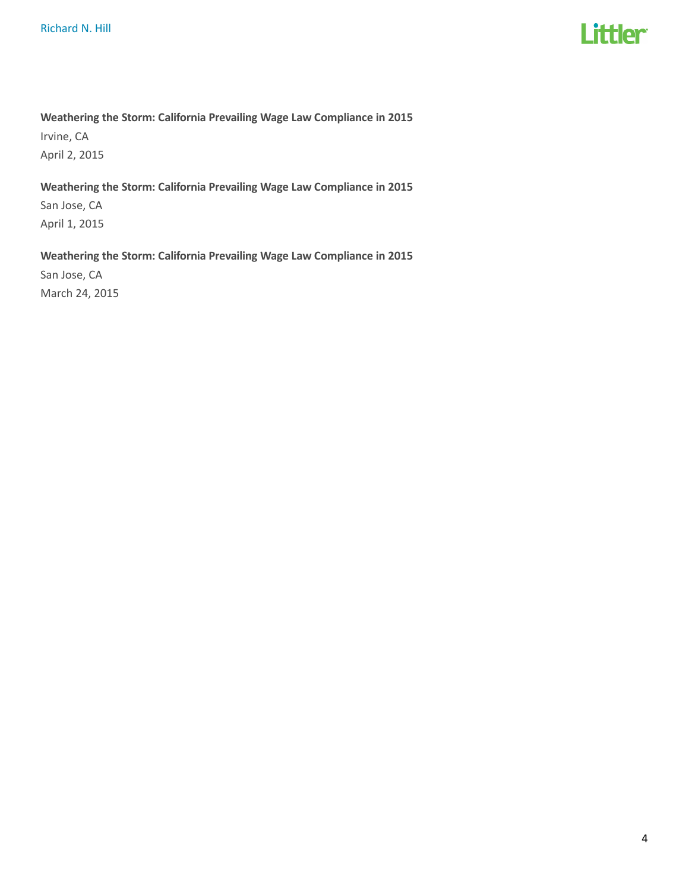**Weathering the Storm: California Prevailing Wage Law Compliance in 2015**
Irvine, CA
April 2, 2015

**Weathering the Storm: California Prevailing Wage Law Compliance in 2015**
San Jose, CA
April 1, 2015

**Weathering the Storm: California Prevailing Wage Law Compliance in 2015**
San Jose, CA
March 24, 2015